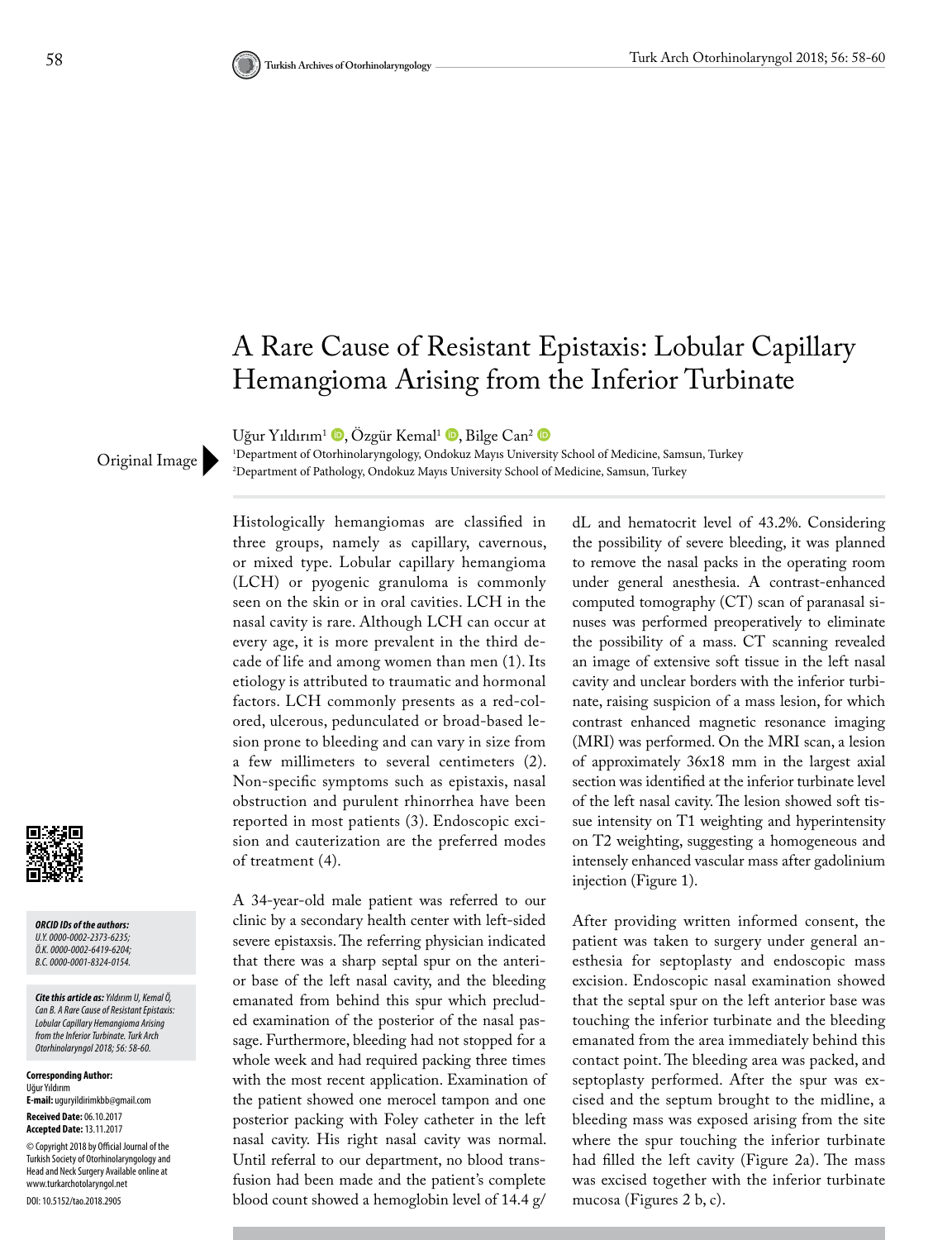# A Rare Cause of Resistant Epistaxis: Lobular Capillary Hemangioma Arising from the Inferior Turbinate

Uğur Yıldırım[1], Özgür Kemal[1], Bilge Can[2]

[1]Department of Otorhinolaryngology, Ondokuz Mayıs University School of Medicine, Samsun, Turkey
[2]Department of Pathology, Ondokuz Mayıs University School of Medicine, Samsun, Turkey

Original Image

Histologically hemangiomas are classified in three groups, namely as capillary, cavernous, or mixed type. Lobular capillary hemangioma (LCH) or pyogenic granuloma is commonly seen on the skin or in oral cavities. LCH in the nasal cavity is rare. Although LCH can occur at every age, it is more prevalent in the third decade of life and among women than men (1). Its etiology is attributed to traumatic and hormonal factors. LCH commonly presents as a red-colored, ulcerous, pedunculated or broad-based lesion prone to bleeding and can vary in size from a few millimeters to several centimeters (2). Non-specific symptoms such as epistaxis, nasal obstruction and purulent rhinorrhea have been reported in most patients (3). Endoscopic excision and cauterization are the preferred modes of treatment (4).

A 34-year-old male patient was referred to our clinic by a secondary health center with left-sided severe epistaxsis. The referring physician indicated that there was a sharp septal spur on the anterior base of the left nasal cavity, and the bleeding emanated from behind this spur which precluded examination of the posterior of the nasal passage. Furthermore, bleeding had not stopped for a whole week and had required packing three times with the most recent application. Examination of the patient showed one merocel tampon and one posterior packing with Foley catheter in the left nasal cavity. His right nasal cavity was normal. Until referral to our department, no blood transfusion had been made and the patient's complete blood count showed a hemoglobin level of 14.4 g/dL and hematocrit level of 43.2%. Considering the possibility of severe bleeding, it was planned to remove the nasal packs in the operating room under general anesthesia. A contrast-enhanced computed tomography (CT) scan of paranasal sinuses was performed preoperatively to eliminate the possibility of a mass. CT scanning revealed an image of extensive soft tissue in the left nasal cavity and unclear borders with the inferior turbinate, raising suspicion of a mass lesion, for which contrast enhanced magnetic resonance imaging (MRI) was performed. On the MRI scan, a lesion of approximately 36x18 mm in the largest axial section was identified at the inferior turbinate level of the left nasal cavity. The lesion showed soft tissue intensity on T1 weighting and hyperintensity on T2 weighting, suggesting a homogeneous and intensely enhanced vascular mass after gadolinium injection (Figure 1).

After providing written informed consent, the patient was taken to surgery under general anesthesia for septoplasty and endoscopic mass excision. Endoscopic nasal examination showed that the septal spur on the left anterior base was touching the inferior turbinate and the bleeding emanated from the area immediately behind this contact point. The bleeding area was packed, and septoplasty performed. After the spur was excised and the septum brought to the midline, a bleeding mass was exposed arising from the site where the spur touching the inferior turbinate had filled the left cavity (Figure 2a). The mass was excised together with the inferior turbinate mucosa (Figures 2 b, c).

***ORCID IDs of the authors:***
*U.Y. 0000-0002-2373-6235;*
*Ö.K. 0000-0002-6419-6204;*
*B.C. 0000-0001-8324-0154.*

***Cite this article as:*** *Yıldırım U, Kemal Ö, Can B. A Rare Cause of Resistant Epistaxis: Lobular Capillary Hemangioma Arising from the Inferior Turbinate. Turk Arch Otorhinolaryngol 2018; 56: 58-60.*

**Corresponding Author:**
Uğur Yıldırım
**E-mail:** uguryildirimkbb@gmail.com

**Received Date:** 06.10.2017
**Accepted Date:** 13.11.2017

© Copyright 2018 by Official Journal of the Turkish Society of Otorhinolaryngology and Head and Neck Surgery Available online at www.turkarchotolaryngol.net

DOI: 10.5152/tao.2018.2905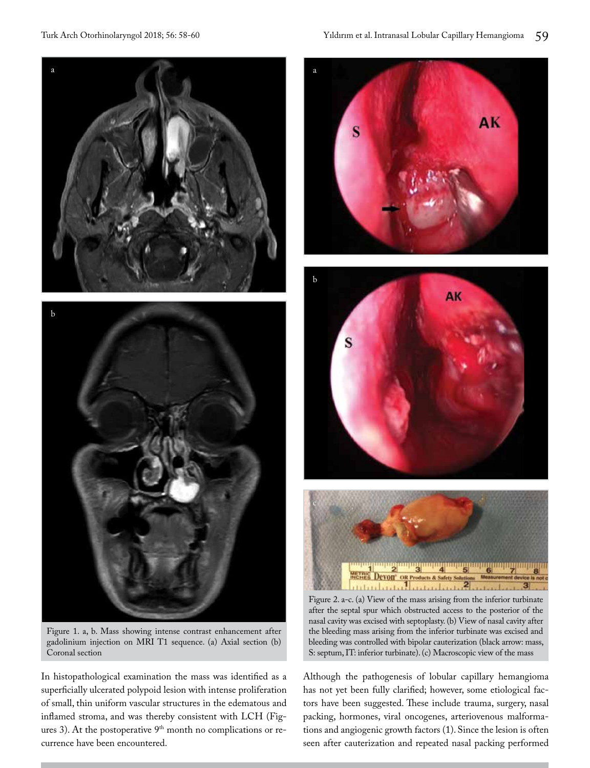Figure 1. a, b. Mass showing intense contrast enhancement after gadolinium injection on MRI T1 sequence. (a) Axial section (b) Coronal section

Figure 2. a-c. (a) View of the mass arising from the inferior turbinate after the septal spur which obstructed access to the posterior of the nasal cavity was excised with septoplasty. (b) View of nasal cavity after the bleeding mass arising from the inferior turbinate was excised and bleeding was controlled with bipolar cauterization (black arrow: mass, S: septum, IT: inferior turbinate). (c) Macroscopic view of the mass

In histopathological examination the mass was identified as a superficially ulcerated polypoid lesion with intense proliferation of small, thin uniform vascular structures in the edematous and inflamed stroma, and was thereby consistent with LCH (Figures 3). At the postoperative 9[th] month no complications or recurrence have been encountered.

Although the pathogenesis of lobular capillary hemangioma has not yet been fully clarified; however, some etiological factors have been suggested. These include trauma, surgery, nasal packing, hormones, viral oncogenes, arteriovenous malformations and angiogenic growth factors (1). Since the lesion is often seen after cauterization and repeated nasal packing performed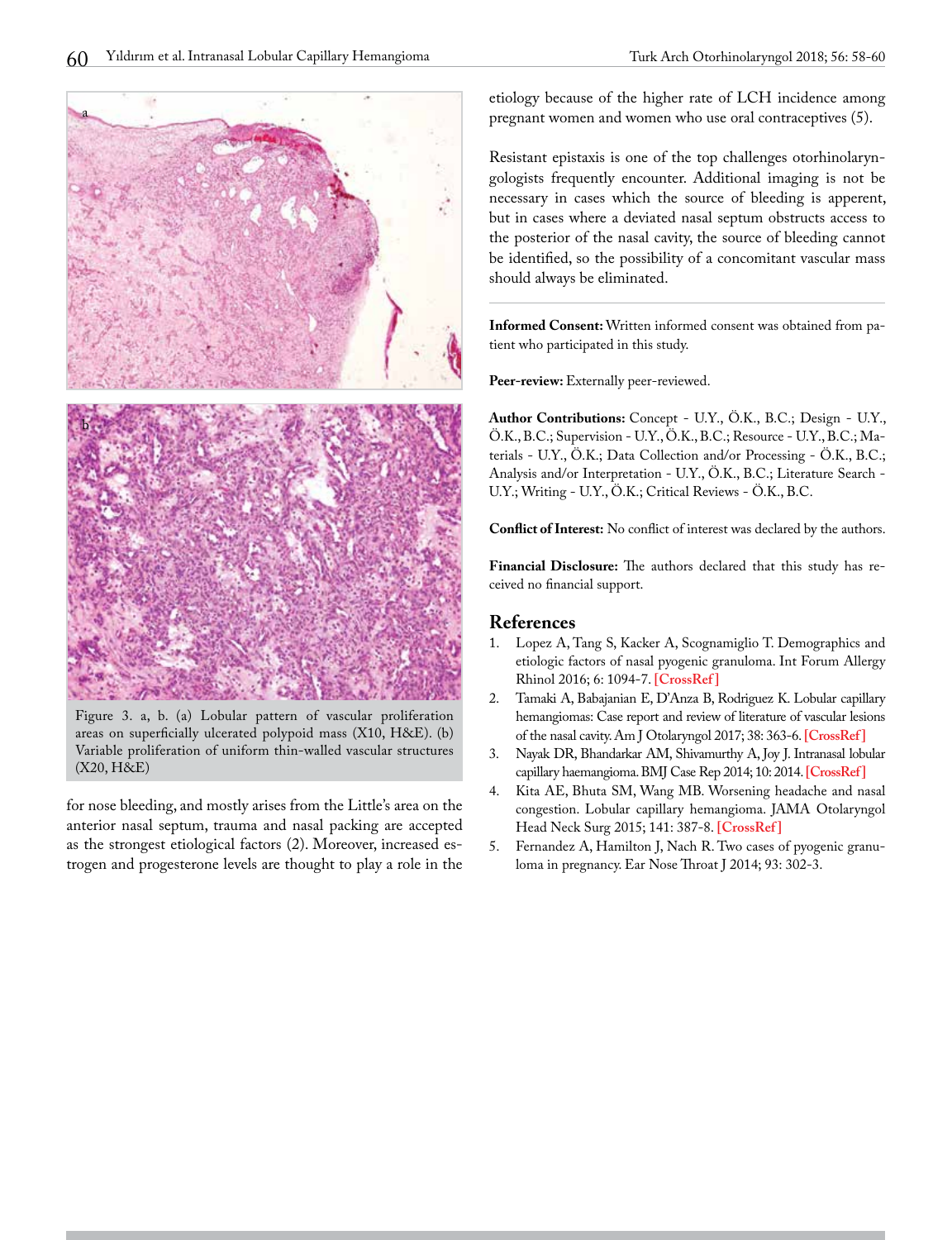Figure 3. a, b. (a) Lobular pattern of vascular proliferation areas on superficially ulcerated polypoid mass (X10, H&E). (b) Variable proliferation of uniform thin-walled vascular structures (X20, H&E)

for nose bleeding, and mostly arises from the Little's area on the anterior nasal septum, trauma and nasal packing are accepted as the strongest etiological factors (2). Moreover, increased estrogen and progesterone levels are thought to play a role in the etiology because of the higher rate of LCH incidence among pregnant women and women who use oral contraceptives (5).

Resistant epistaxis is one of the top challenges otorhinolaryngologists frequently encounter. Additional imaging is not be necessary in cases which the source of bleeding is apperent, but in cases where a deviated nasal septum obstructs access to the posterior of the nasal cavity, the source of bleeding cannot be identified, so the possibility of a concomitant vascular mass should always be eliminated.

**Informed Consent:** Written informed consent was obtained from patient who participated in this study.

**Peer-review:** Externally peer-reviewed.

**Author Contributions:** Concept - U.Y., Ö.K., B.C.; Design - U.Y., Ö.K., B.C.; Supervision - U.Y., Ö.K., B.C.; Resource - U.Y., B.C.; Materials - U.Y., Ö.K.; Data Collection and/or Processing - Ö.K., B.C.; Analysis and/or Interpretation - U.Y., Ö.K., B.C.; Literature Search - U.Y.; Writing - U.Y., Ö.K.; Critical Reviews - Ö.K., B.C.

**Conflict of Interest:** No conflict of interest was declared by the authors.

**Financial Disclosure:** The authors declared that this study has received no financial support.

## References

1. Lopez A, Tang S, Kacker A, Scognamiglio T. Demographics and etiologic factors of nasal pyogenic granuloma. Int Forum Allergy Rhinol 2016; 6: 1094-7. [CrossRef]
2. Tamaki A, Babajanian E, D'Anza B, Rodriguez K. Lobular capillary hemangiomas: Case report and review of literature of vascular lesions of the nasal cavity. Am J Otolaryngol 2017; 38: 363-6. [CrossRef]
3. Nayak DR, Bhandarkar AM, Shivamurthy A, Joy J. Intranasal lobular capillary haemangioma. BMJ Case Rep 2014; 10: 2014. [CrossRef]
4. Kita AE, Bhuta SM, Wang MB. Worsening headache and nasal congestion. Lobular capillary hemangioma. JAMA Otolaryngol Head Neck Surg 2015; 141: 387-8. [CrossRef]
5. Fernandez A, Hamilton J, Nach R. Two cases of pyogenic granuloma in pregnancy. Ear Nose Throat J 2014; 93: 302-3.